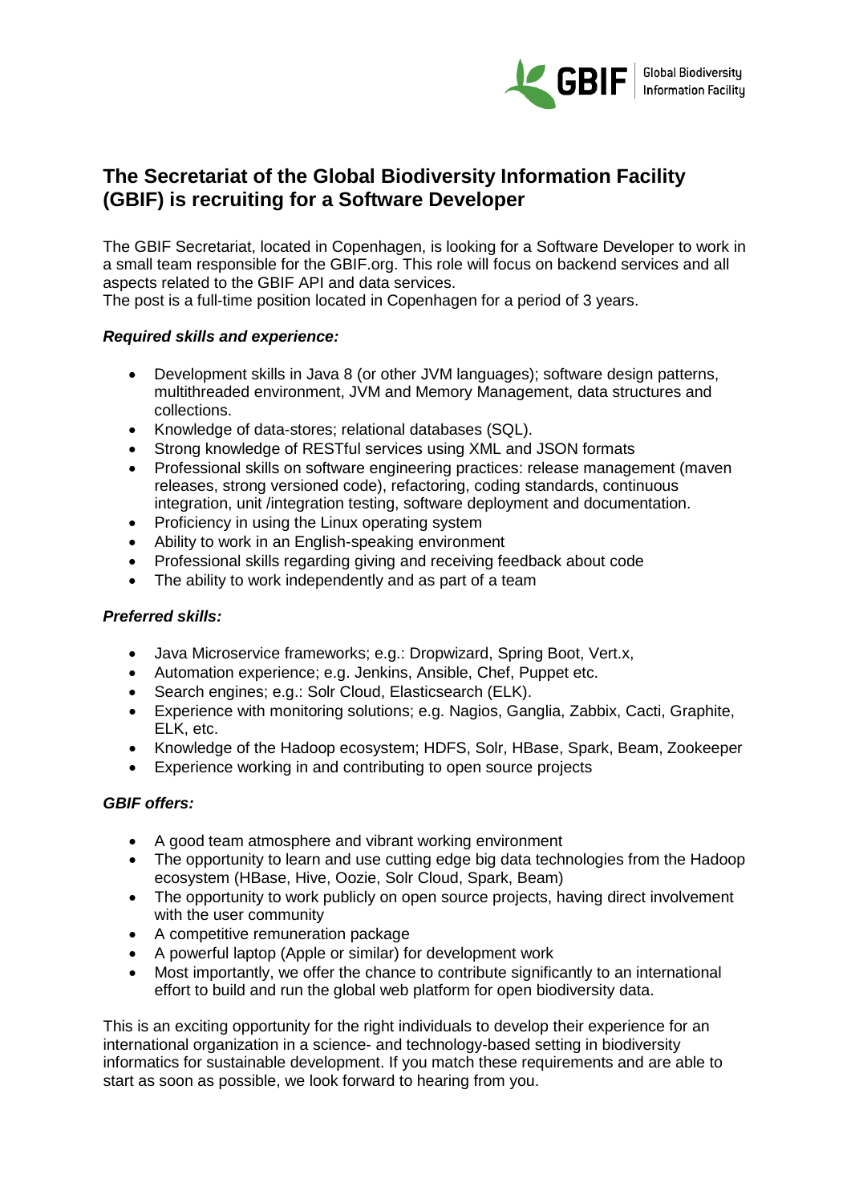# The Secretariat of the Global Biodiversity Information Facility (GBIF) is recruiting for a Software Developer

The GBIF Secretariat, located in Copenhagen, is looking for a Software Developer to work in a small team responsible for the GBIF.org. This role will focus on backend services and all aspects related to the GBIF API and data services.
The post is a full-time position located in Copenhagen for a period of 3 years.

***Required skills and experience:***

- Development skills in Java 8 (or other JVM languages); software design patterns, multithreaded environment, JVM and Memory Management, data structures and collections.
- Knowledge of data-stores; relational databases (SQL).
- Strong knowledge of RESTful services using XML and JSON formats
- Professional skills on software engineering practices: release management (maven releases, strong versioned code), refactoring, coding standards, continuous integration, unit /integration testing, software deployment and documentation.
- Proficiency in using the Linux operating system
- Ability to work in an English-speaking environment
- Professional skills regarding giving and receiving feedback about code
- The ability to work independently and as part of a team

***Preferred skills:***

- Java Microservice frameworks; e.g.: Dropwizard, Spring Boot, Vert.x,
- Automation experience; e.g. Jenkins, Ansible, Chef, Puppet etc.
- Search engines; e.g.: Solr Cloud, Elasticsearch (ELK).
- Experience with monitoring solutions; e.g. Nagios, Ganglia, Zabbix, Cacti, Graphite, ELK, etc.
- Knowledge of the Hadoop ecosystem; HDFS, Solr, HBase, Spark, Beam, Zookeeper
- Experience working in and contributing to open source projects

***GBIF offers:***

- A good team atmosphere and vibrant working environment
- The opportunity to learn and use cutting edge big data technologies from the Hadoop ecosystem (HBase, Hive, Oozie, Solr Cloud, Spark, Beam)
- The opportunity to work publicly on open source projects, having direct involvement with the user community
- A competitive remuneration package
- A powerful laptop (Apple or similar) for development work
- Most importantly, we offer the chance to contribute significantly to an international effort to build and run the global web platform for open biodiversity data.

This is an exciting opportunity for the right individuals to develop their experience for an international organization in a science- and technology-based setting in biodiversity informatics for sustainable development. If you match these requirements and are able to start as soon as possible, we look forward to hearing from you.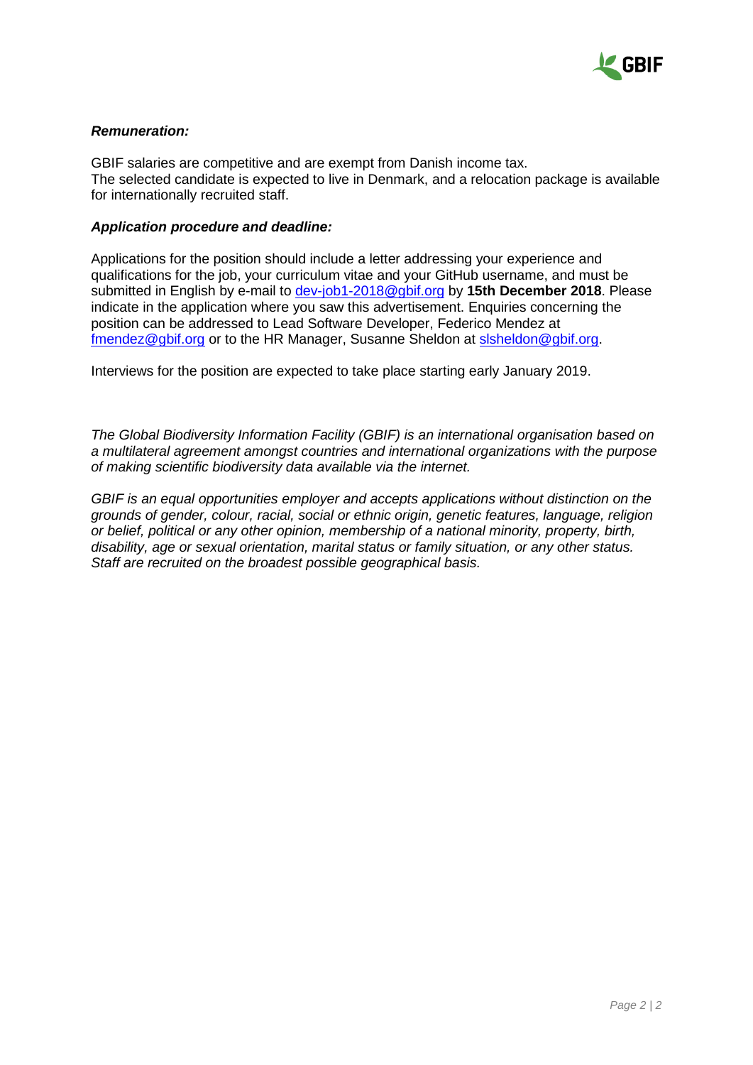***Remuneration:***

GBIF salaries are competitive and are exempt from Danish income tax.
The selected candidate is expected to live in Denmark, and a relocation package is available for internationally recruited staff.

***Application procedure and deadline:***

Applications for the position should include a letter addressing your experience and qualifications for the job, your curriculum vitae and your GitHub username, and must be submitted in English by e-mail to dev-job1-2018@gbif.org by **15th December 2018**. Please indicate in the application where you saw this advertisement. Enquiries concerning the position can be addressed to Lead Software Developer, Federico Mendez at fmendez@gbif.org or to the HR Manager, Susanne Sheldon at slsheldon@gbif.org.

Interviews for the position are expected to take place starting early January 2019.

*The Global Biodiversity Information Facility (GBIF) is an international organisation based on a multilateral agreement amongst countries and international organizations with the purpose of making scientific biodiversity data available via the internet.*

*GBIF is an equal opportunities employer and accepts applications without distinction on the grounds of gender, colour, racial, social or ethnic origin, genetic features, language, religion or belief, political or any other opinion, membership of a national minority, property, birth, disability, age or sexual orientation, marital status or family situation, or any other status. Staff are recruited on the broadest possible geographical basis.*